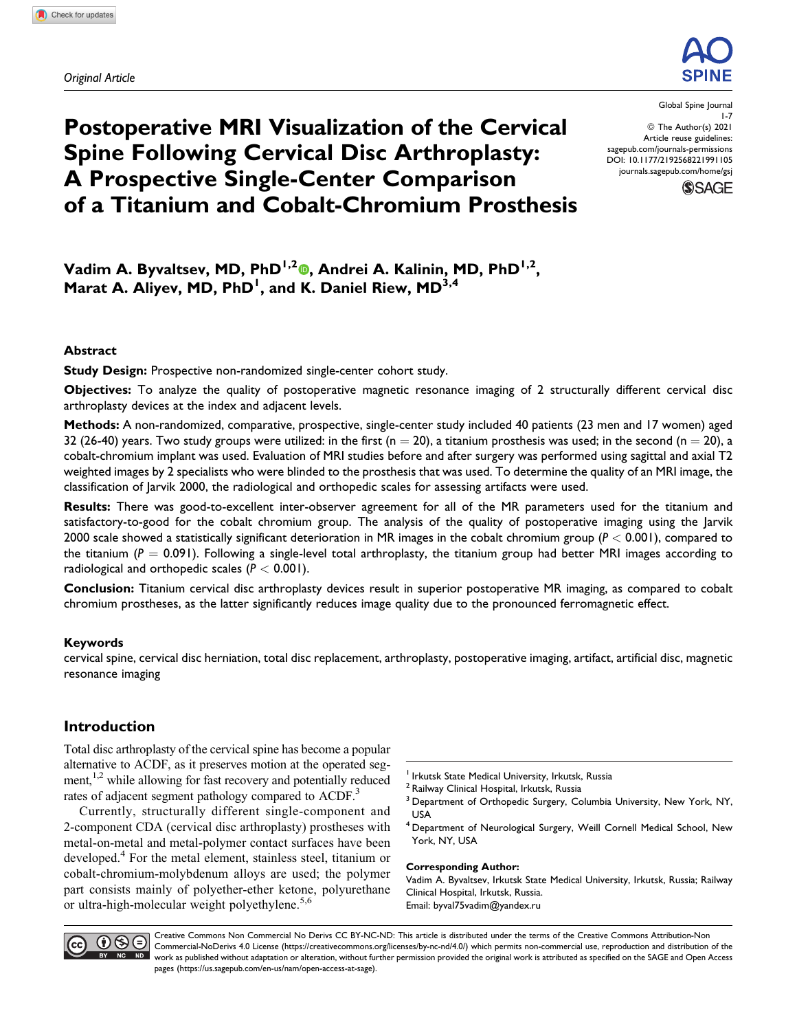*Original Article*

# Postoperative MRI Visualization of the Cervical Spine Following Cervical Disc Arthroplasty: A Prospective Single-Center Comparison of a Titanium and Cobalt-Chromium Prosthesis

Global Spine Journal
1-7
© The Author(s) 2021
Article reuse guidelines:
sagepub.com/journals-permissions
DOI: 10.1177/2192568221991105
journals.sagepub.com/home/gsj

**Vadim A. Byvaltsev, MD, PhD[1,2], Andrei A. Kalinin, MD, PhD[1,2], Marat A. Aliyev, MD, PhD[1], and K. Daniel Riew, MD[3,4]**

## Abstract

**Study Design:** Prospective non-randomized single-center cohort study.

**Objectives:** To analyze the quality of postoperative magnetic resonance imaging of 2 structurally different cervical disc arthroplasty devices at the index and adjacent levels.

**Methods:** A non-randomized, comparative, prospective, single-center study included 40 patients (23 men and 17 women) aged 32 (26-40) years. Two study groups were utilized: in the first ($n = 20$), a titanium prosthesis was used; in the second ($n = 20$), a cobalt-chromium implant was used. Evaluation of MRI studies before and after surgery was performed using sagittal and axial T2 weighted images by 2 specialists who were blinded to the prosthesis that was used. To determine the quality of an MRI image, the classification of Jarvik 2000, the radiological and orthopedic scales for assessing artifacts were used.

**Results:** There was good-to-excellent inter-observer agreement for all of the MR parameters used for the titanium and satisfactory-to-good for the cobalt chromium group. The analysis of the quality of postoperative imaging using the Jarvik 2000 scale showed a statistically significant deterioration in MR images in the cobalt chromium group ($P < 0.001$), compared to the titanium ($P = 0.091$). Following a single-level total arthroplasty, the titanium group had better MRI images according to radiological and orthopedic scales ($P < 0.001$).

**Conclusion:** Titanium cervical disc arthroplasty devices result in superior postoperative MR imaging, as compared to cobalt chromium prostheses, as the latter significantly reduces image quality due to the pronounced ferromagnetic effect.

### Keywords

cervical spine, cervical disc herniation, total disc replacement, arthroplasty, postoperative imaging, artifact, artificial disc, magnetic resonance imaging

## Introduction

Total disc arthroplasty of the cervical spine has become a popular alternative to ACDF, as it preserves motion at the operated segment,[1,2] while allowing for fast recovery and potentially reduced rates of adjacent segment pathology compared to ACDF.[3]

Currently, structurally different single-component and 2-component CDA (cervical disc arthroplasty) prostheses with metal-on-metal and metal-polymer contact surfaces have been developed.[4] For the metal element, stainless steel, titanium or cobalt-chromium-molybdenum alloys are used; the polymer part consists mainly of polyether-ether ketone, polyurethane or ultra-high-molecular weight polyethylene.[5,6]

[1] Irkutsk State Medical University, Irkutsk, Russia
[2] Railway Clinical Hospital, Irkutsk, Russia
[3] Department of Orthopedic Surgery, Columbia University, New York, NY, USA
[4] Department of Neurological Surgery, Weill Cornell Medical School, New York, NY, USA

**Corresponding Author:**
Vadim A. Byvaltsev, Irkutsk State Medical University, Irkutsk, Russia; Railway Clinical Hospital, Irkutsk, Russia.
Email: byval75vadim@yandex.ru

Creative Commons Non Commercial No Derivs CC BY-NC-ND: This article is distributed under the terms of the Creative Commons Attribution-Non Commercial-NoDerivs 4.0 License (https://creativecommons.org/licenses/by-nc-nd/4.0/) which permits non-commercial use, reproduction and distribution of the work as published without adaptation or alteration, without further permission provided the original work is attributed as specified on the SAGE and Open Access pages (https://us.sagepub.com/en-us/nam/open-access-at-sage).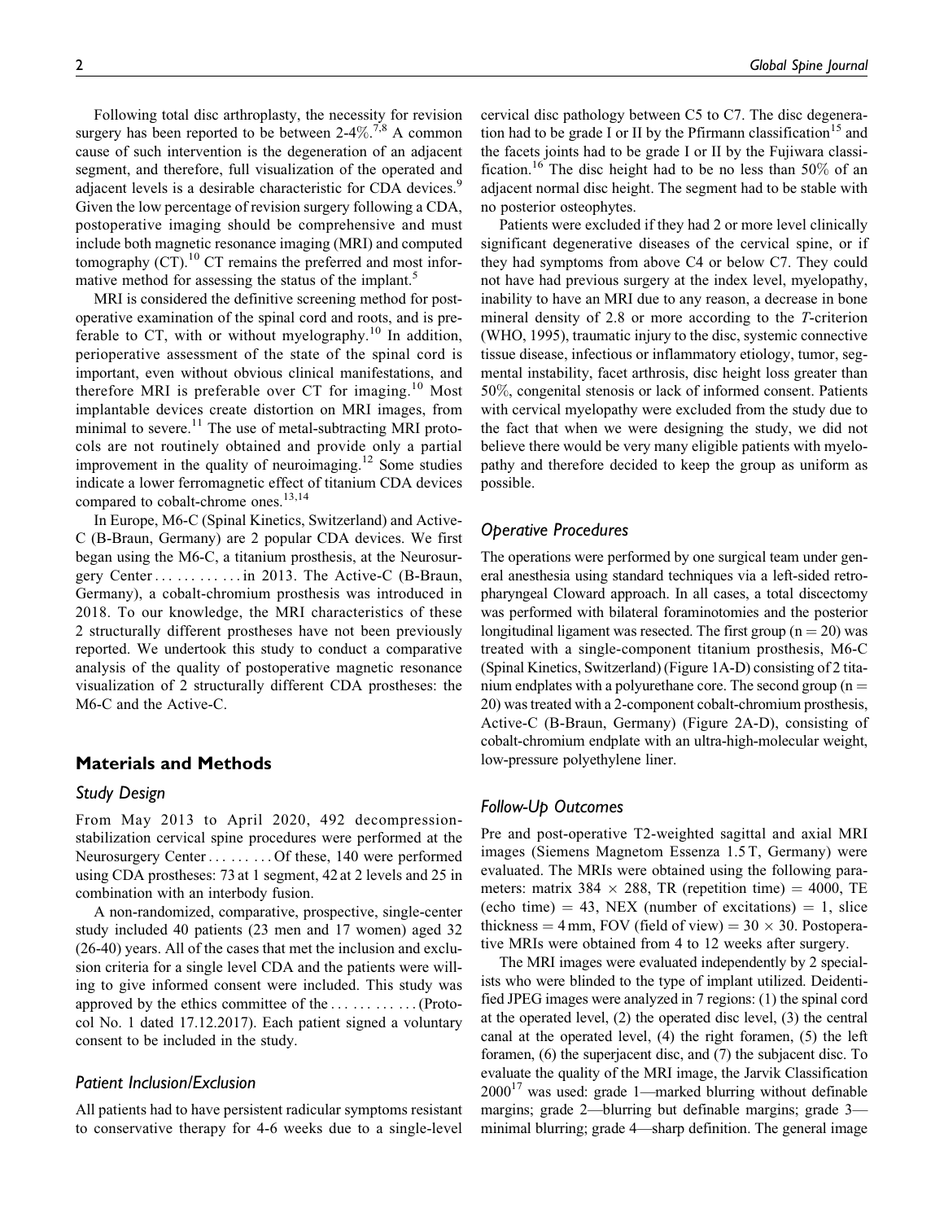Following total disc arthroplasty, the necessity for revision surgery has been reported to be between 2-4%.[7,8] A common cause of such intervention is the degeneration of an adjacent segment, and therefore, full visualization of the operated and adjacent levels is a desirable characteristic for CDA devices.[9] Given the low percentage of revision surgery following a CDA, postoperative imaging should be comprehensive and must include both magnetic resonance imaging (MRI) and computed tomography (CT).[10] CT remains the preferred and most informative method for assessing the status of the implant.[5]

MRI is considered the definitive screening method for postoperative examination of the spinal cord and roots, and is preferable to CT, with or without myelography.[10] In addition, perioperative assessment of the state of the spinal cord is important, even without obvious clinical manifestations, and therefore MRI is preferable over CT for imaging.[10] Most implantable devices create distortion on MRI images, from minimal to severe.[11] The use of metal-subtracting MRI protocols are not routinely obtained and provide only a partial improvement in the quality of neuroimaging.[12] Some studies indicate a lower ferromagnetic effect of titanium CDA devices compared to cobalt-chrome ones.[13,14]

In Europe, M6-C (Spinal Kinetics, Switzerland) and Active-C (B-Braun, Germany) are 2 popular CDA devices. We first began using the M6-C, a titanium prosthesis, at the Neurosurgery Center . . . . . . . . . . . in 2013. The Active-C (B-Braun, Germany), a cobalt-chromium prosthesis was introduced in 2018. To our knowledge, the MRI characteristics of these 2 structurally different prostheses have not been previously reported. We undertook this study to conduct a comparative analysis of the quality of postoperative magnetic resonance visualization of 2 structurally different CDA prostheses: the M6-C and the Active-C.

## Materials and Methods

### Study Design

From May 2013 to April 2020, 492 decompression-stabilization cervical spine procedures were performed at the Neurosurgery Center . . . . . . . . Of these, 140 were performed using CDA prostheses: 73 at 1 segment, 42 at 2 levels and 25 in combination with an interbody fusion.

A non-randomized, comparative, prospective, single-center study included 40 patients (23 men and 17 women) aged 32 (26-40) years. All of the cases that met the inclusion and exclusion criteria for a single level CDA and the patients were willing to give informed consent were included. This study was approved by the ethics committee of the . . . . . . . . . . . (Protocol No. 1 dated 17.12.2017). Each patient signed a voluntary consent to be included in the study.

### Patient Inclusion/Exclusion

All patients had to have persistent radicular symptoms resistant to conservative therapy for 4-6 weeks due to a single-level cervical disc pathology between C5 to C7. The disc degeneration had to be grade I or II by the Pfirmann classification[15] and the facets joints had to be grade I or II by the Fujiwara classification.[16] The disc height had to be no less than 50% of an adjacent normal disc height. The segment had to be stable with no posterior osteophytes.

Patients were excluded if they had 2 or more level clinically significant degenerative diseases of the cervical spine, or if they had symptoms from above C4 or below C7. They could not have had previous surgery at the index level, myelopathy, inability to have an MRI due to any reason, a decrease in bone mineral density of 2.8 or more according to the *T*-criterion (WHO, 1995), traumatic injury to the disc, systemic connective tissue disease, infectious or inflammatory etiology, tumor, segmental instability, facet arthrosis, disc height loss greater than 50%, congenital stenosis or lack of informed consent. Patients with cervical myelopathy were excluded from the study due to the fact that when we were designing the study, we did not believe there would be very many eligible patients with myelopathy and therefore decided to keep the group as uniform as possible.

### Operative Procedures

The operations were performed by one surgical team under general anesthesia using standard techniques via a left-sided retropharyngeal Cloward approach. In all cases, a total discectomy was performed with bilateral foraminotomies and the posterior longitudinal ligament was resected. The first group (n = 20) was treated with a single-component titanium prosthesis, M6-C (Spinal Kinetics, Switzerland) (Figure 1A-D) consisting of 2 titanium endplates with a polyurethane core. The second group (n = 20) was treated with a 2-component cobalt-chromium prosthesis, Active-C (B-Braun, Germany) (Figure 2A-D), consisting of cobalt-chromium endplate with an ultra-high-molecular weight, low-pressure polyethylene liner.

### Follow-Up Outcomes

Pre and post-operative T2-weighted sagittal and axial MRI images (Siemens Magnetom Essenza 1.5 T, Germany) were evaluated. The MRIs were obtained using the following parameters: matrix 384 × 288, TR (repetition time) = 4000, TE (echo time) = 43, NEX (number of excitations) = 1, slice thickness = 4 mm, FOV (field of view) = 30 × 30. Postoperative MRIs were obtained from 4 to 12 weeks after surgery.

The MRI images were evaluated independently by 2 specialists who were blinded to the type of implant utilized. Deidentified JPEG images were analyzed in 7 regions: (1) the spinal cord at the operated level, (2) the operated disc level, (3) the central canal at the operated level, (4) the right foramen, (5) the left foramen, (6) the superjacent disc, and (7) the subjacent disc. To evaluate the quality of the MRI image, the Jarvik Classification 2000[17] was used: grade 1—marked blurring without definable margins; grade 2—blurring but definable margins; grade 3—minimal blurring; grade 4—sharp definition. The general image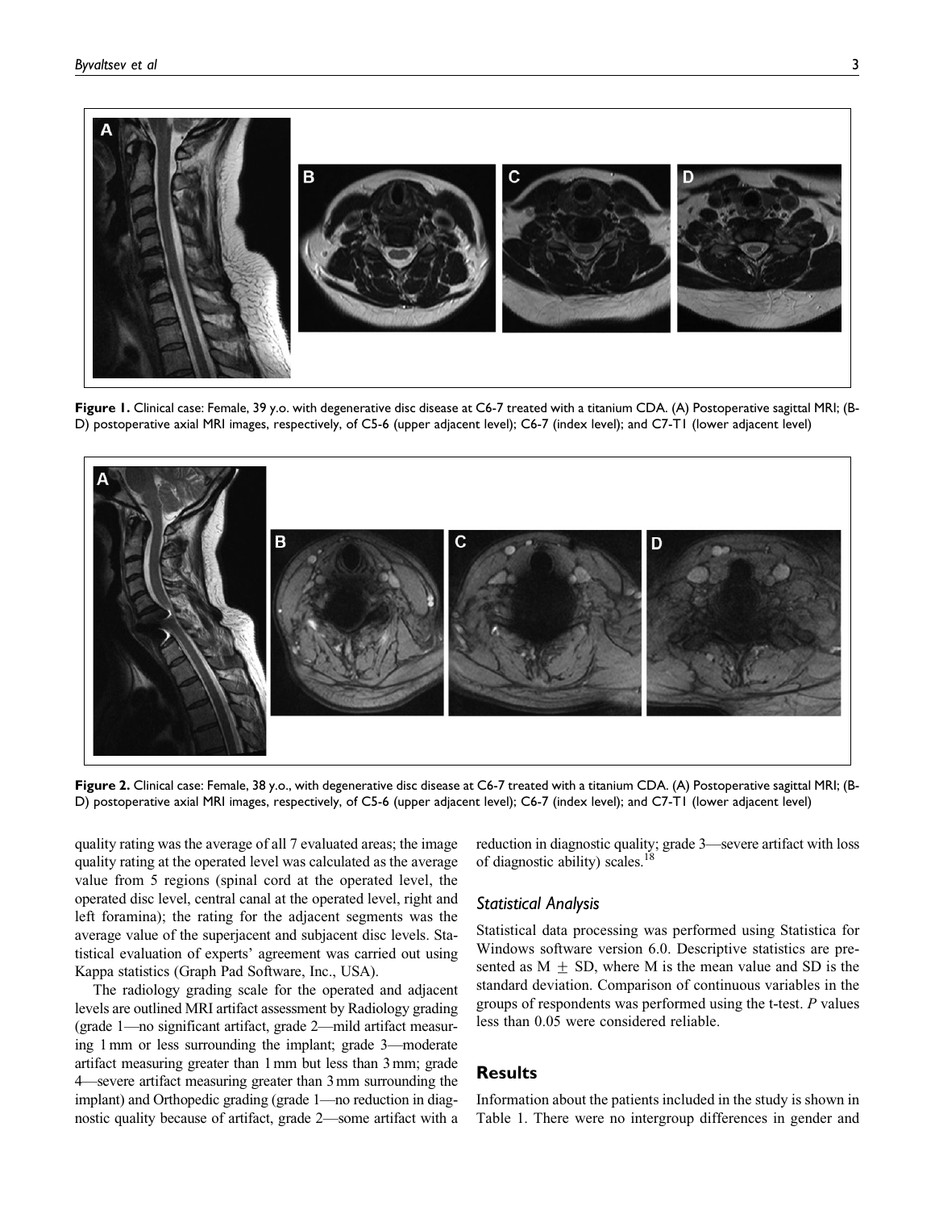Figure 1. Clinical case: Female, 39 y.o. with degenerative disc disease at C6-7 treated with a titanium CDA. (A) Postoperative sagittal MRI; (B-D) postoperative axial MRI images, respectively, of C5-6 (upper adjacent level); C6-7 (index level); and C7-T1 (lower adjacent level)

Figure 2. Clinical case: Female, 38 y.o., with degenerative disc disease at C6-7 treated with a titanium CDA. (A) Postoperative sagittal MRI; (B-D) postoperative axial MRI images, respectively, of C5-6 (upper adjacent level); C6-7 (index level); and C7-T1 (lower adjacent level)

quality rating was the average of all 7 evaluated areas; the image quality rating at the operated level was calculated as the average value from 5 regions (spinal cord at the operated level, the operated disc level, central canal at the operated level, right and left foramina); the rating for the adjacent segments was the average value of the superjacent and subjacent disc levels. Statistical evaluation of experts' agreement was carried out using Kappa statistics (Graph Pad Software, Inc., USA).

The radiology grading scale for the operated and adjacent levels are outlined MRI artifact assessment by Radiology grading (grade 1—no significant artifact, grade 2—mild artifact measuring 1 mm or less surrounding the implant; grade 3—moderate artifact measuring greater than 1 mm but less than 3 mm; grade 4—severe artifact measuring greater than 3 mm surrounding the implant) and Orthopedic grading (grade 1—no reduction in diagnostic quality because of artifact, grade 2—some artifact with a reduction in diagnostic quality; grade 3—severe artifact with loss of diagnostic ability) scales.[18]

### Statistical Analysis

Statistical data processing was performed using Statistica for Windows software version 6.0. Descriptive statistics are presented as $M \pm SD$, where M is the mean value and SD is the standard deviation. Comparison of continuous variables in the groups of respondents was performed using the t-test. $P$ values less than 0.05 were considered reliable.

## Results

Information about the patients included in the study is shown in Table 1. There were no intergroup differences in gender and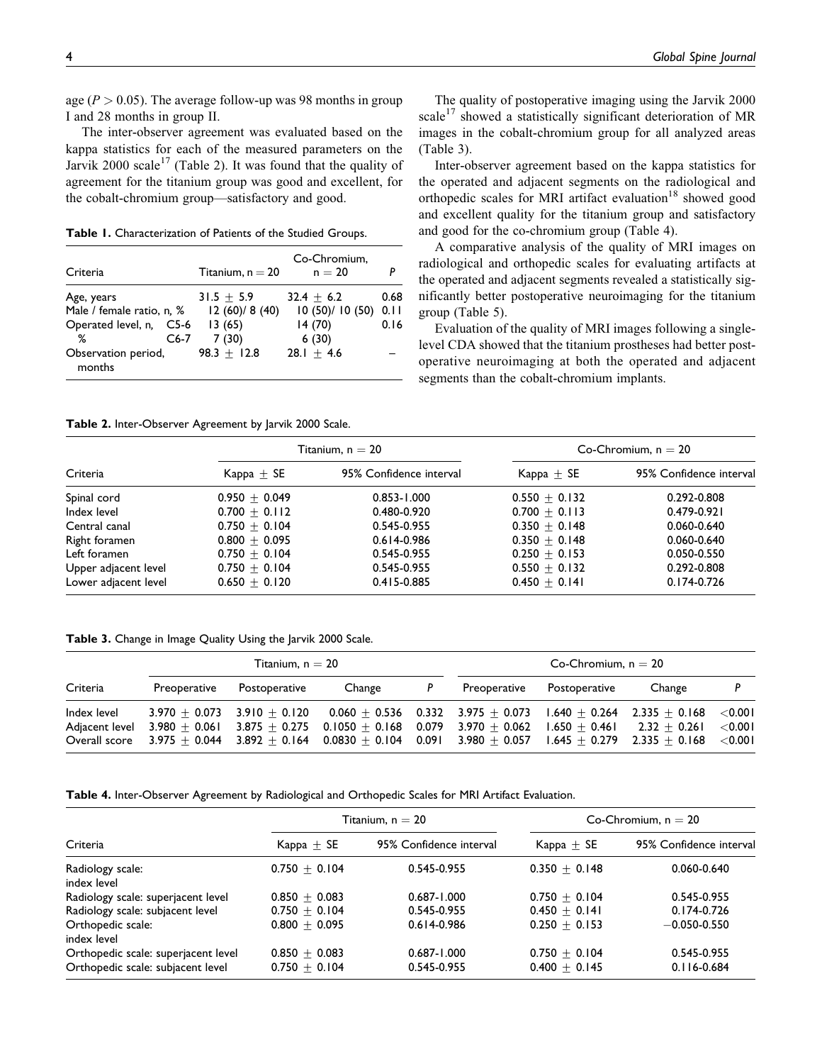age ($P > 0.05$). The average follow-up was 98 months in group I and 28 months in group II.

The inter-observer agreement was evaluated based on the kappa statistics for each of the measured parameters on the Jarvik 2000 scale[17] (Table 2). It was found that the quality of agreement for the titanium group was good and excellent, for the cobalt-chromium group—satisfactory and good.

**Table 1.** Characterization of Patients of the Studied Groups.

| Criteria | | Titanium, n = 20 | Co-Chromium, n = 20 | P |
|---|---|---|---|---|
| Age, years | | 31.5 ± 5.9 | 32.4 ± 6.2 | 0.68 |
| Male / female ratio, n, % | | 12 (60)/ 8 (40) | 10 (50)/ 10 (50) | 0.11 |
| Operated level, n, | C5-6 | 13 (65) | 14 (70) | 0.16 |
| % | C6-7 | 7 (30) | 6 (30) | |
| Observation period, months | | 98.3 ± 12.8 | 28.1 ± 4.6 | – |

The quality of postoperative imaging using the Jarvik 2000 scale[17] showed a statistically significant deterioration of MR images in the cobalt-chromium group for all analyzed areas (Table 3).

Inter-observer agreement based on the kappa statistics for the operated and adjacent segments on the radiological and orthopedic scales for MRI artifact evaluation[18] showed good and excellent quality for the titanium group and satisfactory and good for the co-chromium group (Table 4).

A comparative analysis of the quality of MRI images on radiological and orthopedic scales for evaluating artifacts at the operated and adjacent segments revealed a statistically significantly better postoperative neuroimaging for the titanium group (Table 5).

Evaluation of the quality of MRI images following a single-level CDA showed that the titanium prostheses had better postoperative neuroimaging at both the operated and adjacent segments than the cobalt-chromium implants.

**Table 2.** Inter-Observer Agreement by Jarvik 2000 Scale.

| Criteria | Titanium, n = 20 | | Co-Chromium, n = 20 | |
|---|---|---|---|---|
| | Kappa ± SE | 95% Confidence interval | Kappa ± SE | 95% Confidence interval |
| Spinal cord | 0.950 ± 0.049 | 0.853-1.000 | 0.550 ± 0.132 | 0.292-0.808 |
| Index level | 0.700 ± 0.112 | 0.480-0.920 | 0.700 ± 0.113 | 0.479-0.921 |
| Central canal | 0.750 ± 0.104 | 0.545-0.955 | 0.350 ± 0.148 | 0.060-0.640 |
| Right foramen | 0.800 ± 0.095 | 0.614-0.986 | 0.350 ± 0.148 | 0.060-0.640 |
| Left foramen | 0.750 ± 0.104 | 0.545-0.955 | 0.250 ± 0.153 | 0.050-0.550 |
| Upper adjacent level | 0.750 ± 0.104 | 0.545-0.955 | 0.550 ± 0.132 | 0.292-0.808 |
| Lower adjacent level | 0.650 ± 0.120 | 0.415-0.885 | 0.450 ± 0.141 | 0.174-0.726 |

**Table 3.** Change in Image Quality Using the Jarvik 2000 Scale.

| Criteria | Titanium, n = 20 | | | | Co-Chromium, n = 20 | | | |
|---|---|---|---|---|---|---|---|---|
| | Preoperative | Postoperative | Change | P | Preoperative | Postoperative | Change | P |
| Index level | 3.970 ± 0.073 | 3.910 ± 0.120 | 0.060 ± 0.536 | 0.332 | 3.975 ± 0.073 | 1.640 ± 0.264 | 2.335 ± 0.168 | <0.001 |
| Adjacent level | 3.980 ± 0.061 | 3.875 ± 0.275 | 0.1050 ± 0.168 | 0.079 | 3.970 ± 0.062 | 1.650 ± 0.461 | 2.32 ± 0.261 | <0.001 |
| Overall score | 3.975 ± 0.044 | 3.892 ± 0.164 | 0.0830 ± 0.104 | 0.091 | 3.980 ± 0.057 | 1.645 ± 0.279 | 2.335 ± 0.168 | <0.001 |

**Table 4.** Inter-Observer Agreement by Radiological and Orthopedic Scales for MRI Artifact Evaluation.

| Criteria | Titanium, n = 20 | | Co-Chromium, n = 20 | |
|---|---|---|---|---|
| | Kappa ± SE | 95% Confidence interval | Kappa ± SE | 95% Confidence interval |
| Radiology scale: index level | 0.750 ± 0.104 | 0.545-0.955 | 0.350 ± 0.148 | 0.060-0.640 |
| Radiology scale: superjacent level | 0.850 ± 0.083 | 0.687-1.000 | 0.750 ± 0.104 | 0.545-0.955 |
| Radiology scale: subjacent level | 0.750 ± 0.104 | 0.545-0.955 | 0.450 ± 0.141 | 0.174-0.726 |
| Orthopedic scale: index level | 0.800 ± 0.095 | 0.614-0.986 | 0.250 ± 0.153 | −0.050-0.550 |
| Orthopedic scale: superjacent level | 0.850 ± 0.083 | 0.687-1.000 | 0.750 ± 0.104 | 0.545-0.955 |
| Orthopedic scale: subjacent level | 0.750 ± 0.104 | 0.545-0.955 | 0.400 ± 0.145 | 0.116-0.684 |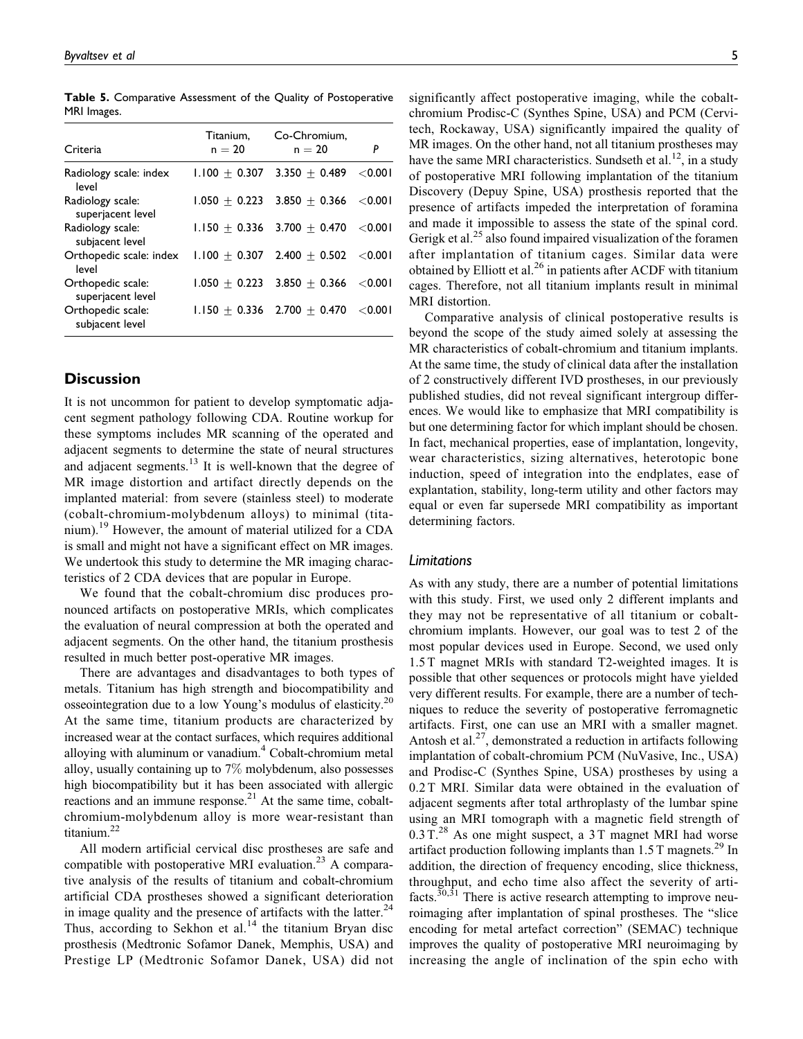**Table 5.** Comparative Assessment of the Quality of Postoperative MRI Images.

| Criteria | Titanium, n = 20 | Co-Chromium, n = 20 | P |
|---|---|---|---|
| Radiology scale: index level | 1.100 ± 0.307 | 3.350 ± 0.489 | <0.001 |
| Radiology scale: superjacent level | 1.050 ± 0.223 | 3.850 ± 0.366 | <0.001 |
| Radiology scale: subjacent level | 1.150 ± 0.336 | 3.700 ± 0.470 | <0.001 |
| Orthopedic scale: index level | 1.100 ± 0.307 | 2.400 ± 0.502 | <0.001 |
| Orthopedic scale: superjacent level | 1.050 ± 0.223 | 3.850 ± 0.366 | <0.001 |
| Orthopedic scale: subjacent level | 1.150 ± 0.336 | 2.700 ± 0.470 | <0.001 |

## Discussion

It is not uncommon for patient to develop symptomatic adjacent segment pathology following CDA. Routine workup for these symptoms includes MR scanning of the operated and adjacent segments to determine the state of neural structures and adjacent segments.[13] It is well-known that the degree of MR image distortion and artifact directly depends on the implanted material: from severe (stainless steel) to moderate (cobalt-chromium-molybdenum alloys) to minimal (titanium).[19] However, the amount of material utilized for a CDA is small and might not have a significant effect on MR images. We undertook this study to determine the MR imaging characteristics of 2 CDA devices that are popular in Europe.

We found that the cobalt-chromium disc produces pronounced artifacts on postoperative MRIs, which complicates the evaluation of neural compression at both the operated and adjacent segments. On the other hand, the titanium prosthesis resulted in much better post-operative MR images.

There are advantages and disadvantages to both types of metals. Titanium has high strength and biocompatibility and osseointegration due to a low Young's modulus of elasticity.[20] At the same time, titanium products are characterized by increased wear at the contact surfaces, which requires additional alloying with aluminum or vanadium.[4] Cobalt-chromium metal alloy, usually containing up to 7% molybdenum, also possesses high biocompatibility but it has been associated with allergic reactions and an immune response.[21] At the same time, cobalt-chromium-molybdenum alloy is more wear-resistant than titanium.[22]

All modern artificial cervical disc prostheses are safe and compatible with postoperative MRI evaluation.[23] A comparative analysis of the results of titanium and cobalt-chromium artificial CDA prostheses showed a significant deterioration in image quality and the presence of artifacts with the latter.[24] Thus, according to Sekhon et al.[14] the titanium Bryan disc prosthesis (Medtronic Sofamor Danek, Memphis, USA) and Prestige LP (Medtronic Sofamor Danek, USA) did not significantly affect postoperative imaging, while the cobalt-chromium Prodisc-C (Synthes Spine, USA) and PCM (Cervitech, Rockaway, USA) significantly impaired the quality of MR images. On the other hand, not all titanium prostheses may have the same MRI characteristics. Sundseth et al.[12], in a study of postoperative MRI following implantation of the titanium Discovery (Depuy Spine, USA) prosthesis reported that the presence of artifacts impeded the interpretation of foramina and made it impossible to assess the state of the spinal cord. Gerigk et al.[25] also found impaired visualization of the foramen after implantation of titanium cages. Similar data were obtained by Elliott et al.[26] in patients after ACDF with titanium cages. Therefore, not all titanium implants result in minimal MRI distortion.

Comparative analysis of clinical postoperative results is beyond the scope of the study aimed solely at assessing the MR characteristics of cobalt-chromium and titanium implants. At the same time, the study of clinical data after the installation of 2 constructively different IVD prostheses, in our previously published studies, did not reveal significant intergroup differences. We would like to emphasize that MRI compatibility is but one determining factor for which implant should be chosen. In fact, mechanical properties, ease of implantation, longevity, wear characteristics, sizing alternatives, heterotopic bone induction, speed of integration into the endplates, ease of explantation, stability, long-term utility and other factors may equal or even far supersede MRI compatibility as important determining factors.

### Limitations

As with any study, there are a number of potential limitations with this study. First, we used only 2 different implants and they may not be representative of all titanium or cobalt-chromium implants. However, our goal was to test 2 of the most popular devices used in Europe. Second, we used only 1.5 T magnet MRIs with standard T2-weighted images. It is possible that other sequences or protocols might have yielded very different results. For example, there are a number of techniques to reduce the severity of postoperative ferromagnetic artifacts. First, one can use an MRI with a smaller magnet. Antosh et al.[27], demonstrated a reduction in artifacts following implantation of cobalt-chromium PCM (NuVasive, Inc., USA) and Prodisc-C (Synthes Spine, USA) prostheses by using a 0.2 T MRI. Similar data were obtained in the evaluation of adjacent segments after total arthroplasty of the lumbar spine using an MRI tomograph with a magnetic field strength of 0.3 T.[28] As one might suspect, a 3 T magnet MRI had worse artifact production following implants than 1.5 T magnets.[29] In addition, the direction of frequency encoding, slice thickness, throughput, and echo time also affect the severity of artifacts.[30,31] There is active research attempting to improve neuroimaging after implantation of spinal prostheses. The "slice encoding for metal artefact correction" (SEMAC) technique improves the quality of postoperative MRI neuroimaging by increasing the angle of inclination of the spin echo with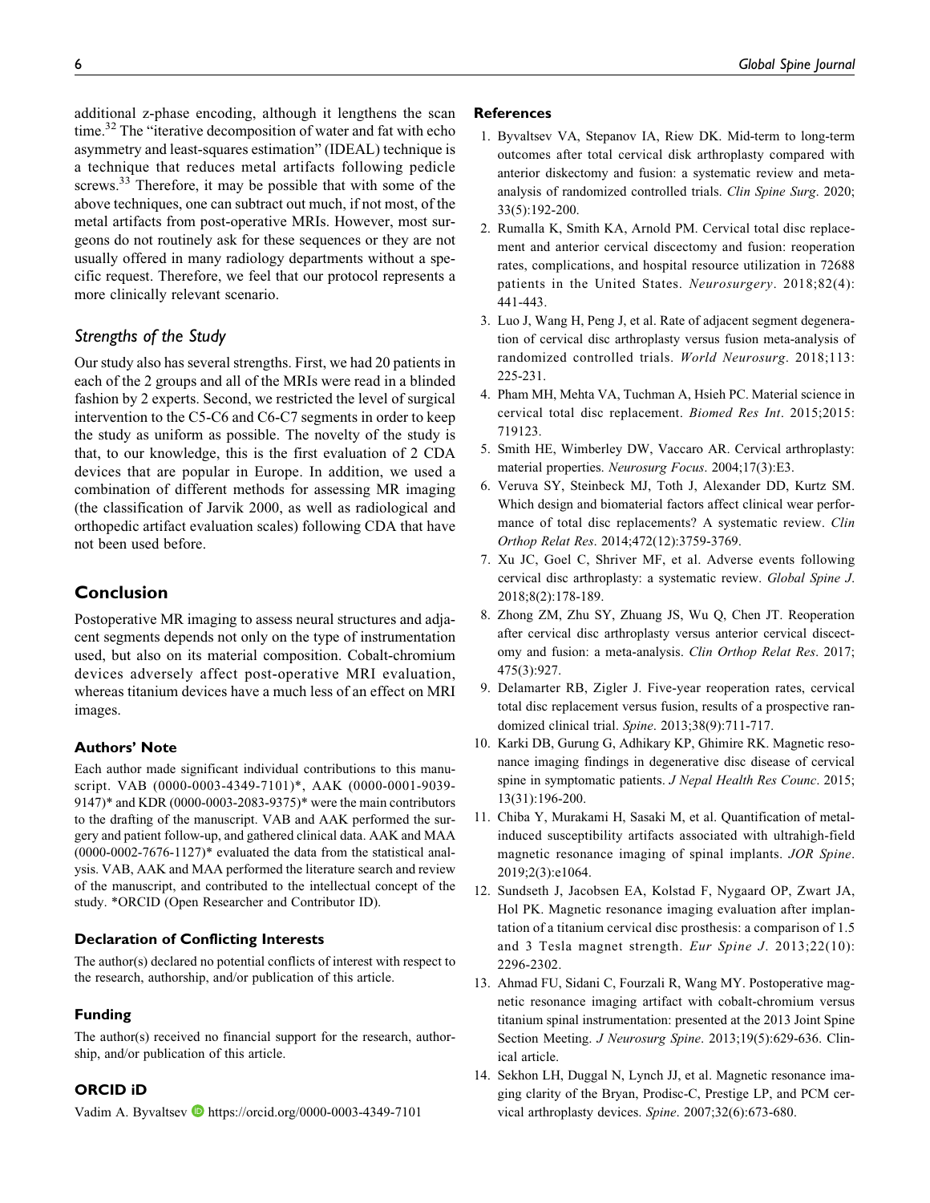additional z-phase encoding, although it lengthens the scan time.[32] The "iterative decomposition of water and fat with echo asymmetry and least-squares estimation" (IDEAL) technique is a technique that reduces metal artifacts following pedicle screws.[33] Therefore, it may be possible that with some of the above techniques, one can subtract out much, if not most, of the metal artifacts from post-operative MRIs. However, most surgeons do not routinely ask for these sequences or they are not usually offered in many radiology departments without a specific request. Therefore, we feel that our protocol represents a more clinically relevant scenario.

### *Strengths of the Study*

Our study also has several strengths. First, we had 20 patients in each of the 2 groups and all of the MRIs were read in a blinded fashion by 2 experts. Second, we restricted the level of surgical intervention to the C5-C6 and C6-C7 segments in order to keep the study as uniform as possible. The novelty of the study is that, to our knowledge, this is the first evaluation of 2 CDA devices that are popular in Europe. In addition, we used a combination of different methods for assessing MR imaging (the classification of Jarvik 2000, as well as radiological and orthopedic artifact evaluation scales) following CDA that have not been used before.

## Conclusion

Postoperative MR imaging to assess neural structures and adjacent segments depends not only on the type of instrumentation used, but also on its material composition. Cobalt-chromium devices adversely affect post-operative MRI evaluation, whereas titanium devices have a much less of an effect on MRI images.

### Authors' Note

Each author made significant individual contributions to this manuscript. VAB (0000-0003-4349-7101)*, AAK (0000-0001-9039-9147)* and KDR (0000-0003-2083-9375)* were the main contributors to the drafting of the manuscript. VAB and AAK performed the surgery and patient follow-up, and gathered clinical data. AAK and MAA (0000-0002-7676-1127)* evaluated the data from the statistical analysis. VAB, AAK and MAA performed the literature search and review of the manuscript, and contributed to the intellectual concept of the study. *ORCID (Open Researcher and Contributor ID).

### Declaration of Conflicting Interests

The author(s) declared no potential conflicts of interest with respect to the research, authorship, and/or publication of this article.

### Funding

The author(s) received no financial support for the research, authorship, and/or publication of this article.

### ORCID iD

Vadim A. Byvaltsev https://orcid.org/0000-0003-4349-7101

### References

1. Byvaltsev VA, Stepanov IA, Riew DK. Mid-term to long-term outcomes after total cervical disk arthroplasty compared with anterior diskectomy and fusion: a systematic review and meta-analysis of randomized controlled trials. *Clin Spine Surg*. 2020;33(5):192-200.
2. Rumalla K, Smith KA, Arnold PM. Cervical total disc replacement and anterior cervical discectomy and fusion: reoperation rates, complications, and hospital resource utilization in 72688 patients in the United States. *Neurosurgery*. 2018;82(4):441-443.
3. Luo J, Wang H, Peng J, et al. Rate of adjacent segment degeneration of cervical disc arthroplasty versus fusion meta-analysis of randomized controlled trials. *World Neurosurg*. 2018;113:225-231.
4. Pham MH, Mehta VA, Tuchman A, Hsieh PC. Material science in cervical total disc replacement. *Biomed Res Int*. 2015;2015:719123.
5. Smith HE, Wimberley DW, Vaccaro AR. Cervical arthroplasty: material properties. *Neurosurg Focus*. 2004;17(3):E3.
6. Veruva SY, Steinbeck MJ, Toth J, Alexander DD, Kurtz SM. Which design and biomaterial factors affect clinical wear performance of total disc replacements? A systematic review. *Clin Orthop Relat Res*. 2014;472(12):3759-3769.
7. Xu JC, Goel C, Shriver MF, et al. Adverse events following cervical disc arthroplasty: a systematic review. *Global Spine J*. 2018;8(2):178-189.
8. Zhong ZM, Zhu SY, Zhuang JS, Wu Q, Chen JT. Reoperation after cervical disc arthroplasty versus anterior cervical discectomy and fusion: a meta-analysis. *Clin Orthop Relat Res*. 2017;475(3):927.
9. Delamarter RB, Zigler J. Five-year reoperation rates, cervical total disc replacement versus fusion, results of a prospective randomized clinical trial. *Spine*. 2013;38(9):711-717.
10. Karki DB, Gurung G, Adhikary KP, Ghimire RK. Magnetic resonance imaging findings in degenerative disc disease of cervical spine in symptomatic patients. *J Nepal Health Res Counc*. 2015;13(31):196-200.
11. Chiba Y, Murakami H, Sasaki M, et al. Quantification of metal-induced susceptibility artifacts associated with ultrahigh-field magnetic resonance imaging of spinal implants. *JOR Spine*. 2019;2(3):e1064.
12. Sundseth J, Jacobsen EA, Kolstad F, Nygaard OP, Zwart JA, Hol PK. Magnetic resonance imaging evaluation after implantation of a titanium cervical disc prosthesis: a comparison of 1.5 and 3 Tesla magnet strength. *Eur Spine J*. 2013;22(10):2296-2302.
13. Ahmad FU, Sidani C, Fourzali R, Wang MY. Postoperative magnetic resonance imaging artifact with cobalt-chromium versus titanium spinal instrumentation: presented at the 2013 Joint Spine Section Meeting. *J Neurosurg Spine*. 2013;19(5):629-636. Clinical article.
14. Sekhon LH, Duggal N, Lynch JJ, et al. Magnetic resonance imaging clarity of the Bryan, Prodisc-C, Prestige LP, and PCM cervical arthroplasty devices. *Spine*. 2007;32(6):673-680.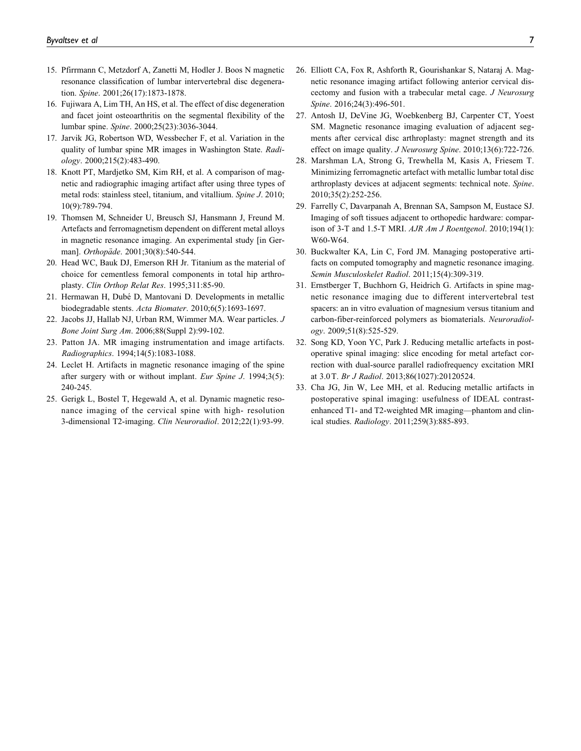15. Pfirrmann C, Metzdorf A, Zanetti M, Hodler J. Boos N magnetic resonance classification of lumbar intervertebral disc degeneration. *Spine*. 2001;26(17):1873-1878.
16. Fujiwara A, Lim TH, An HS, et al. The effect of disc degeneration and facet joint osteoarthritis on the segmental flexibility of the lumbar spine. *Spine*. 2000;25(23):3036-3044.
17. Jarvik JG, Robertson WD, Wessbecher F, et al. Variation in the quality of lumbar spine MR images in Washington State. *Radiology*. 2000;215(2):483-490.
18. Knott PT, Mardjetko SM, Kim RH, et al. A comparison of magnetic and radiographic imaging artifact after using three types of metal rods: stainless steel, titanium, and vitallium. *Spine J*. 2010; 10(9):789-794.
19. Thomsen M, Schneider U, Breusch SJ, Hansmann J, Freund M. Artefacts and ferromagnetism dependent on different metal alloys in magnetic resonance imaging. An experimental study [in German]. *Orthopäde*. 2001;30(8):540-544.
20. Head WC, Bauk DJ, Emerson RH Jr. Titanium as the material of choice for cementless femoral components in total hip arthroplasty. *Clin Orthop Relat Res*. 1995;311:85-90.
21. Hermawan H, Dubé D, Mantovani D. Developments in metallic biodegradable stents. *Acta Biomater*. 2010;6(5):1693-1697.
22. Jacobs JJ, Hallab NJ, Urban RM, Wimmer MA. Wear particles. *J Bone Joint Surg Am*. 2006;88(Suppl 2):99-102.
23. Patton JA. MR imaging instrumentation and image artifacts. *Radiographics*. 1994;14(5):1083-1088.
24. Leclet H. Artifacts in magnetic resonance imaging of the spine after surgery with or without implant. *Eur Spine J*. 1994;3(5): 240-245.
25. Gerigk L, Bostel T, Hegewald A, et al. Dynamic magnetic resonance imaging of the cervical spine with high- resolution 3-dimensional T2-imaging. *Clin Neuroradiol*. 2012;22(1):93-99.
26. Elliott CA, Fox R, Ashforth R, Gourishankar S, Nataraj A. Magnetic resonance imaging artifact following anterior cervical discectomy and fusion with a trabecular metal cage. *J Neurosurg Spine*. 2016;24(3):496-501.
27. Antosh IJ, DeVine JG, Woebkenberg BJ, Carpenter CT, Yoest SM. Magnetic resonance imaging evaluation of adjacent segments after cervical disc arthroplasty: magnet strength and its effect on image quality. *J Neurosurg Spine*. 2010;13(6):722-726.
28. Marshman LA, Strong G, Trewhella M, Kasis A, Friesem T. Minimizing ferromagnetic artefact with metallic lumbar total disc arthroplasty devices at adjacent segments: technical note. *Spine*. 2010;35(2):252-256.
29. Farrelly C, Davarpanah A, Brennan SA, Sampson M, Eustace SJ. Imaging of soft tissues adjacent to orthopedic hardware: comparison of 3-T and 1.5-T MRI. *AJR Am J Roentgenol*. 2010;194(1): W60-W64.
30. Buckwalter KA, Lin C, Ford JM. Managing postoperative artifacts on computed tomography and magnetic resonance imaging. *Semin Musculoskelet Radiol*. 2011;15(4):309-319.
31. Ernstberger T, Buchhorn G, Heidrich G. Artifacts in spine magnetic resonance imaging due to different intervertebral test spacers: an in vitro evaluation of magnesium versus titanium and carbon-fiber-reinforced polymers as biomaterials. *Neuroradiology*. 2009;51(8):525-529.
32. Song KD, Yoon YC, Park J. Reducing metallic artefacts in postoperative spinal imaging: slice encoding for metal artefact correction with dual-source parallel radiofrequency excitation MRI at 3.0 T. *Br J Radiol*. 2013;86(1027):20120524.
33. Cha JG, Jin W, Lee MH, et al. Reducing metallic artifacts in postoperative spinal imaging: usefulness of IDEAL contrast-enhanced T1- and T2-weighted MR imaging—phantom and clinical studies. *Radiology*. 2011;259(3):885-893.